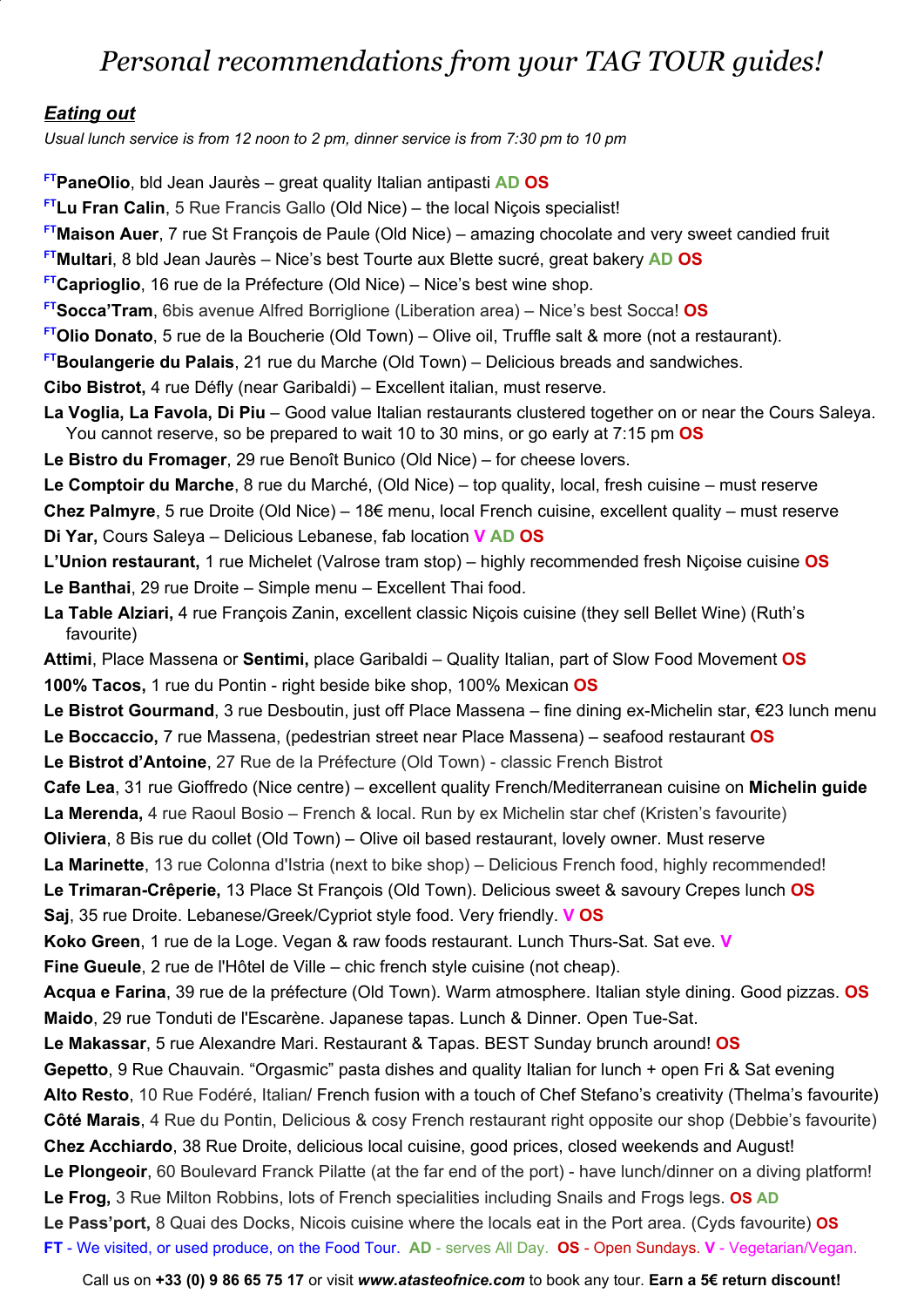# *Personal recommendations from your TAG TOUR guides!*

## ***Eating out***

*Usual lunch service is from 12 noon to 2 pm, dinner service is from 7:30 pm to 10 pm*

[FT]**PaneOlio**, bld Jean Jaurès – great quality Italian antipasti **AD** **OS**
[FT]**Lu Fran Calin**, 5 Rue Francis Gallo (Old Nice) – the local Niçois specialist!
[FT]**Maison Auer**, 7 rue St François de Paule (Old Nice) – amazing chocolate and very sweet candied fruit
[FT]**Multari**, 8 bld Jean Jaurès – Nice's best Tourte aux Blette sucré, great bakery **AD** **OS**
[FT]**Caprioglio**, 16 rue de la Préfecture (Old Nice) – Nice's best wine shop.
[FT]**Socca'Tram**, 6bis avenue Alfred Borriglione (Liberation area) – Nice's best Socca! **OS**
[FT]**Olio Donato**, 5 rue de la Boucherie (Old Town) – Olive oil, Truffle salt & more (not a restaurant).
[FT]**Boulangerie du Palais**, 21 rue du Marche (Old Town) – Delicious breads and sandwiches.
**Cibo Bistrot,** 4 rue Défly (near Garibaldi) – Excellent italian, must reserve.
**La Voglia, La Favola, Di Piu** – Good value Italian restaurants clustered together on or near the Cours Saleya. You cannot reserve, so be prepared to wait 10 to 30 mins, or go early at 7:15 pm **OS**
**Le Bistro du Fromager**, 29 rue Benoît Bunico (Old Nice) – for cheese lovers.
**Le Comptoir du Marche**, 8 rue du Marché, (Old Nice) – top quality, local, fresh cuisine – must reserve
**Chez Palmyre**, 5 rue Droite (Old Nice) – 18€ menu, local French cuisine, excellent quality – must reserve
**Di Yar,** Cours Saleya – Delicious Lebanese, fab location **V** **AD** **OS**
**L'Union restaurant,** 1 rue Michelet (Valrose tram stop) – highly recommended fresh Niçoise cuisine **OS**
**Le Banthai**, 29 rue Droite – Simple menu – Excellent Thai food.
**La Table Alziari,** 4 rue François Zanin, excellent classic Niçois cuisine (they sell Bellet Wine) (Ruth's favourite)
**Attimi**, Place Massena or **Sentimi,** place Garibaldi – Quality Italian, part of Slow Food Movement **OS**
**100% Tacos,** 1 rue du Pontin - right beside bike shop, 100% Mexican **OS**
**Le Bistrot Gourmand**, 3 rue Desboutin, just off Place Massena – fine dining ex-Michelin star, €23 lunch menu
**Le Boccaccio,** 7 rue Massena, (pedestrian street near Place Massena) – seafood restaurant **OS**
**Le Bistrot d'Antoine**, 27 Rue de la Préfecture (Old Town) - classic French Bistrot
**Cafe Lea**, 31 rue Gioffredo (Nice centre) – excellent quality French/Mediterranean cuisine on **Michelin guide**
**La Merenda,** 4 rue Raoul Bosio – French & local. Run by ex Michelin star chef (Kristen's favourite)
**Oliviera**, 8 Bis rue du collet (Old Town) – Olive oil based restaurant, lovely owner. Must reserve
**La Marinette**, 13 rue Colonna d'Istria (next to bike shop) – Delicious French food, highly recommended!
**Le Trimaran-Crêperie,** 13 Place St François (Old Town). Delicious sweet & savoury Crepes lunch **OS**
**Saj**, 35 rue Droite. Lebanese/Greek/Cypriot style food. Very friendly. **V** **OS**
**Koko Green**, 1 rue de la Loge. Vegan & raw foods restaurant. Lunch Thurs-Sat. Sat eve. **V**
**Fine Gueule**, 2 rue de l'Hôtel de Ville – chic french style cuisine (not cheap).
**Acqua e Farina**, 39 rue de la préfecture (Old Town). Warm atmosphere. Italian style dining. Good pizzas. **OS**
**Maido**, 29 rue Tonduti de l'Escarène. Japanese tapas. Lunch & Dinner. Open Tue-Sat.
**Le Makassar**, 5 rue Alexandre Mari. Restaurant & Tapas. BEST Sunday brunch around! **OS**
**Gepetto**, 9 Rue Chauvain. "Orgasmic" pasta dishes and quality Italian for lunch + open Fri & Sat evening
**Alto Resto**, 10 Rue Fodéré, Italian/ French fusion with a touch of Chef Stefano's creativity (Thelma's favourite)
**Côté Marais**, 4 Rue du Pontin, Delicious & cosy French restaurant right opposite our shop (Debbie's favourite)
**Chez Acchiardo**, 38 Rue Droite, delicious local cuisine, good prices, closed weekends and August!
**Le Plongeoir**, 60 Boulevard Franck Pilatte (at the far end of the port) - have lunch/dinner on a diving platform!
**Le Frog,** 3 Rue Milton Robbins, lots of French specialities including Snails and Frogs legs. **OS** **AD**
**Le Pass'port,** 8 Quai des Docks, Nicois cuisine where the locals eat in the Port area. (Cyds favourite) **OS**

**FT** - We visited, or used produce, on the Food Tour. **AD** - serves All Day. **OS** - Open Sundays. **V** - Vegetarian/Vegan.

Call us on **+33 (0) 9 86 65 75 17** or visit ***www.atasteofnice.com*** to book any tour. **Earn a 5€ return discount!**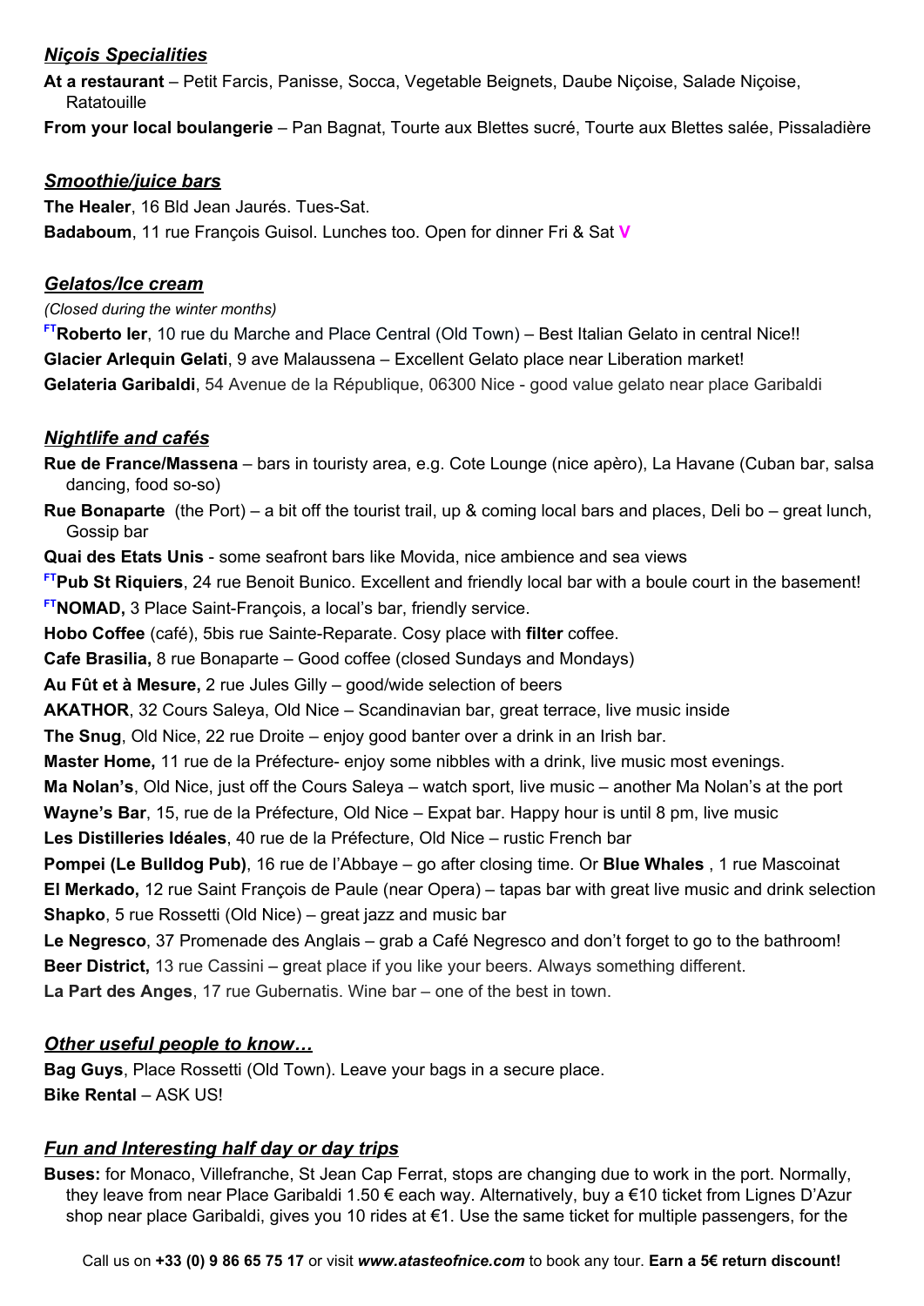## ***Niçois Specialities***

**At a restaurant** – Petit Farcis, Panisse, Socca, Vegetable Beignets, Daube Niçoise, Salade Niçoise, Ratatouille

**From your local boulangerie** – Pan Bagnat, Tourte aux Blettes sucré, Tourte aux Blettes salée, Pissaladière

## ***Smoothie/juice bars***

**The Healer**, 16 Bld Jean Jaurés. Tues-Sat.

**Badaboum**, 11 rue François Guisol. Lunches too. Open for dinner Fri & Sat **V**

## ***Gelatos/Ice cream***

*(Closed during the winter months)*

[FT]**Roberto Ier**, 10 rue du Marche and Place Central (Old Town) – Best Italian Gelato in central Nice!!

**Glacier Arlequin Gelati**, 9 ave Malaussena – Excellent Gelato place near Liberation market!

**Gelateria Garibaldi**, 54 Avenue de la République, 06300 Nice - good value gelato near place Garibaldi

## ***Nightlife and cafés***

**Rue de France/Massena** – bars in touristy area, e.g. Cote Lounge (nice apèro), La Havane (Cuban bar, salsa dancing, food so-so)

**Rue Bonaparte** (the Port) – a bit off the tourist trail, up & coming local bars and places, Deli bo – great lunch, Gossip bar

**Quai des Etats Unis** - some seafront bars like Movida, nice ambience and sea views

[FT]**Pub St Riquiers**, 24 rue Benoit Bunico. Excellent and friendly local bar with a boule court in the basement!

[FT]**NOMAD,** 3 Place Saint-François, a local's bar, friendly service.

**Hobo Coffee** (café), 5bis rue Sainte-Reparate. Cosy place with **filter** coffee.

**Cafe Brasilia,** 8 rue Bonaparte – Good coffee (closed Sundays and Mondays)

**Au Fût et à Mesure,** 2 rue Jules Gilly – good/wide selection of beers

**AKATHOR**, 32 Cours Saleya, Old Nice – Scandinavian bar, great terrace, live music inside

**The Snug**, Old Nice, 22 rue Droite – enjoy good banter over a drink in an Irish bar.

**Master Home,** 11 rue de la Préfecture- enjoy some nibbles with a drink, live music most evenings.

**Ma Nolan's**, Old Nice, just off the Cours Saleya – watch sport, live music – another Ma Nolan's at the port

**Wayne's Bar**, 15, rue de la Préfecture, Old Nice – Expat bar. Happy hour is until 8 pm, live music

**Les Distilleries Idéales**, 40 rue de la Préfecture, Old Nice – rustic French bar

**Pompei (Le Bulldog Pub)**, 16 rue de l'Abbaye – go after closing time. Or **Blue Whales** , 1 rue Mascoinat

**El Merkado,** 12 rue Saint François de Paule (near Opera) – tapas bar with great live music and drink selection

**Shapko**, 5 rue Rossetti (Old Nice) – great jazz and music bar

**Le Negresco**, 37 Promenade des Anglais – grab a Café Negresco and don't forget to go to the bathroom!

**Beer District,** 13 rue Cassini – great place if you like your beers. Always something different.

**La Part des Anges**, 17 rue Gubernatis. Wine bar – one of the best in town.

## ***Other useful people to know…***

**Bag Guys**, Place Rossetti (Old Town). Leave your bags in a secure place.

**Bike Rental** – ASK US!

## ***Fun and Interesting half day or day trips***

**Buses:** for Monaco, Villefranche, St Jean Cap Ferrat, stops are changing due to work in the port. Normally, they leave from near Place Garibaldi 1.50 € each way. Alternatively, buy a €10 ticket from Lignes D'Azur shop near place Garibaldi, gives you 10 rides at €1. Use the same ticket for multiple passengers, for the

Call us on **+33 (0) 9 86 65 75 17** or visit ***www.atasteofnice.com*** to book any tour. **Earn a 5€ return discount!**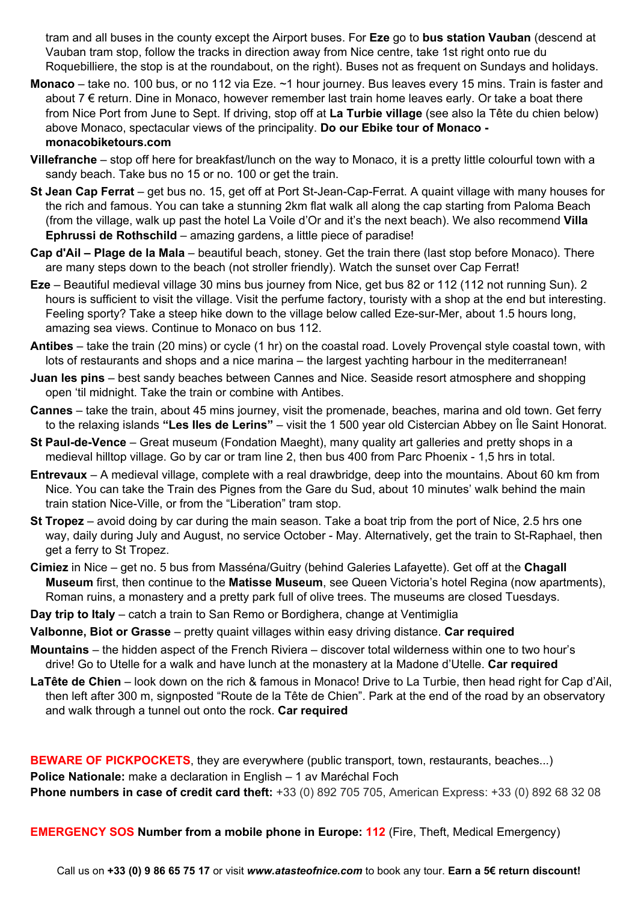tram and all buses in the county except the Airport buses. For **Eze** go to **bus station Vauban** (descend at Vauban tram stop, follow the tracks in direction away from Nice centre, take 1st right onto rue du Roquebilliere, the stop is at the roundabout, on the right). Buses not as frequent on Sundays and holidays.

**Monaco** – take no. 100 bus, or no 112 via Eze. ~1 hour journey. Bus leaves every 15 mins. Train is faster and about 7 € return. Dine in Monaco, however remember last train home leaves early. Or take a boat there from Nice Port from June to Sept. If driving, stop off at **La Turbie village** (see also la Tête du chien below) above Monaco, spectacular views of the principality. **Do our Ebike tour of Monaco - monacobiketours.com**

**Villefranche** – stop off here for breakfast/lunch on the way to Monaco, it is a pretty little colourful town with a sandy beach. Take bus no 15 or no. 100 or get the train.

**St Jean Cap Ferrat** – get bus no. 15, get off at Port St-Jean-Cap-Ferrat. A quaint village with many houses for the rich and famous. You can take a stunning 2km flat walk all along the cap starting from Paloma Beach (from the village, walk up past the hotel La Voile d'Or and it's the next beach). We also recommend **Villa Ephrussi de Rothschild** – amazing gardens, a little piece of paradise!

**Cap d'Ail – Plage de la Mala** – beautiful beach, stoney. Get the train there (last stop before Monaco). There are many steps down to the beach (not stroller friendly). Watch the sunset over Cap Ferrat!

**Eze** – Beautiful medieval village 30 mins bus journey from Nice, get bus 82 or 112 (112 not running Sun). 2 hours is sufficient to visit the village. Visit the perfume factory, touristy with a shop at the end but interesting. Feeling sporty? Take a steep hike down to the village below called Eze-sur-Mer, about 1.5 hours long, amazing sea views. Continue to Monaco on bus 112.

**Antibes** – take the train (20 mins) or cycle (1 hr) on the coastal road. Lovely Provençal style coastal town, with lots of restaurants and shops and a nice marina – the largest yachting harbour in the mediterranean!

**Juan les pins** – best sandy beaches between Cannes and Nice. Seaside resort atmosphere and shopping open 'til midnight. Take the train or combine with Antibes.

**Cannes** – take the train, about 45 mins journey, visit the promenade, beaches, marina and old town. Get ferry to the relaxing islands **"Les Iles de Lerins"** – visit the 1 500 year old Cistercian Abbey on Île Saint Honorat.

**St Paul-de-Vence** – Great museum (Fondation Maeght), many quality art galleries and pretty shops in a medieval hilltop village. Go by car or tram line 2, then bus 400 from Parc Phoenix - 1,5 hrs in total.

**Entrevaux** – A medieval village, complete with a real drawbridge, deep into the mountains. About 60 km from Nice. You can take the Train des Pignes from the Gare du Sud, about 10 minutes' walk behind the main train station Nice-Ville, or from the "Liberation" tram stop.

**St Tropez** – avoid doing by car during the main season. Take a boat trip from the port of Nice, 2.5 hrs one way, daily during July and August, no service October - May. Alternatively, get the train to St-Raphael, then get a ferry to St Tropez.

**Cimiez** in Nice – get no. 5 bus from Masséna/Guitry (behind Galeries Lafayette). Get off at the **Chagall Museum** first, then continue to the **Matisse Museum**, see Queen Victoria's hotel Regina (now apartments), Roman ruins, a monastery and a pretty park full of olive trees. The museums are closed Tuesdays.

**Day trip to Italy** – catch a train to San Remo or Bordighera, change at Ventimiglia

**Valbonne, Biot or Grasse** – pretty quaint villages within easy driving distance. **Car required**

**Mountains** – the hidden aspect of the French Riviera – discover total wilderness within one to two hour's drive! Go to Utelle for a walk and have lunch at the monastery at la Madone d'Utelle. **Car required**

**LaTête de Chien** – look down on the rich & famous in Monaco! Drive to La Turbie, then head right for Cap d'Ail, then left after 300 m, signposted "Route de la Tête de Chien". Park at the end of the road by an observatory and walk through a tunnel out onto the rock. **Car required**

**BEWARE OF PICKPOCKETS**, they are everywhere (public transport, town, restaurants, beaches...)
**Police Nationale:** make a declaration in English – 1 av Maréchal Foch
**Phone numbers in case of credit card theft:** +33 (0) 892 705 705, American Express: +33 (0) 892 68 32 08

**EMERGENCY SOS Number from a mobile phone in Europe: 112** (Fire, Theft, Medical Emergency)

Call us on **+33 (0) 9 86 65 75 17** or visit ***www.atasteofnice.com*** to book any tour. **Earn a 5€ return discount!**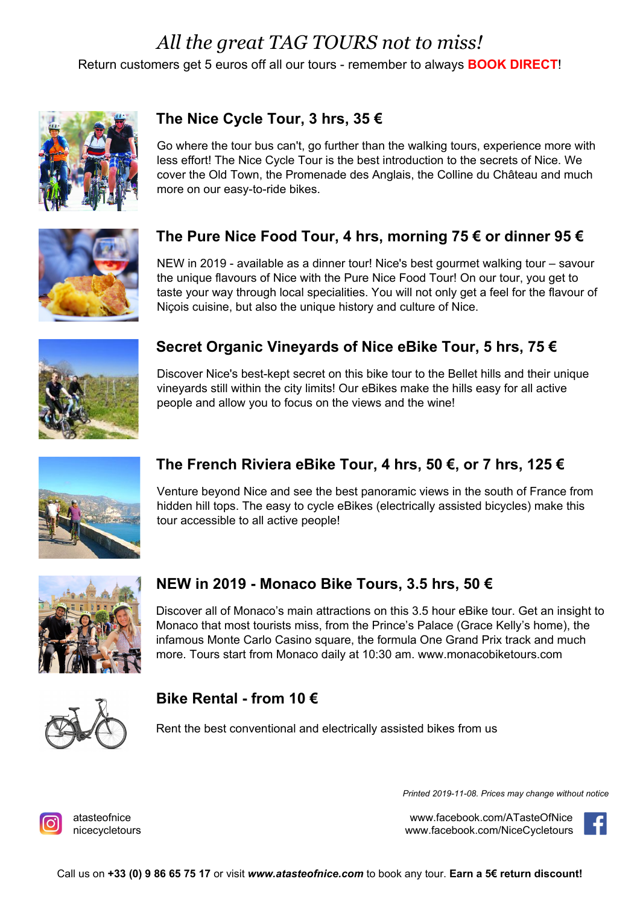# *All the great TAG TOURS not to miss!*

Return customers get 5 euros off all our tours - remember to always **BOOK DIRECT**!

## The Nice Cycle Tour, 3 hrs, 35 €

Go where the tour bus can't, go further than the walking tours, experience more with less effort! The Nice Cycle Tour is the best introduction to the secrets of Nice. We cover the Old Town, the Promenade des Anglais, the Colline du Château and much more on our easy-to-ride bikes.

## The Pure Nice Food Tour, 4 hrs, morning 75 € or dinner 95 €

NEW in 2019 - available as a dinner tour! Nice's best gourmet walking tour – savour the unique flavours of Nice with the Pure Nice Food Tour! On our tour, you get to taste your way through local specialities. You will not only get a feel for the flavour of Niçois cuisine, but also the unique history and culture of Nice.

## Secret Organic Vineyards of Nice eBike Tour, 5 hrs, 75 €

Discover Nice's best-kept secret on this bike tour to the Bellet hills and their unique vineyards still within the city limits! Our eBikes make the hills easy for all active people and allow you to focus on the views and the wine!

## The French Riviera eBike Tour, 4 hrs, 50 €, or 7 hrs, 125 €

Venture beyond Nice and see the best panoramic views in the south of France from hidden hill tops. The easy to cycle eBikes (electrically assisted bicycles) make this tour accessible to all active people!

## NEW in 2019 - Monaco Bike Tours, 3.5 hrs, 50 €

Discover all of Monaco's main attractions on this 3.5 hour eBike tour. Get an insight to Monaco that most tourists miss, from the Prince's Palace (Grace Kelly's home), the infamous Monte Carlo Casino square, the formula One Grand Prix track and much more. Tours start from Monaco daily at 10:30 am. www.monacobiketours.com

## Bike Rental - from 10 €

Rent the best conventional and electrically assisted bikes from us

*Printed 2019-11-08. Prices may change without notice*

atasteofnice
nicecycletours

www.facebook.com/ATasteOfNice
www.facebook.com/NiceCycletours

Call us on **+33 (0) 9 86 65 75 17** or visit ***www.atasteofnice.com*** to book any tour. **Earn a 5€ return discount!**